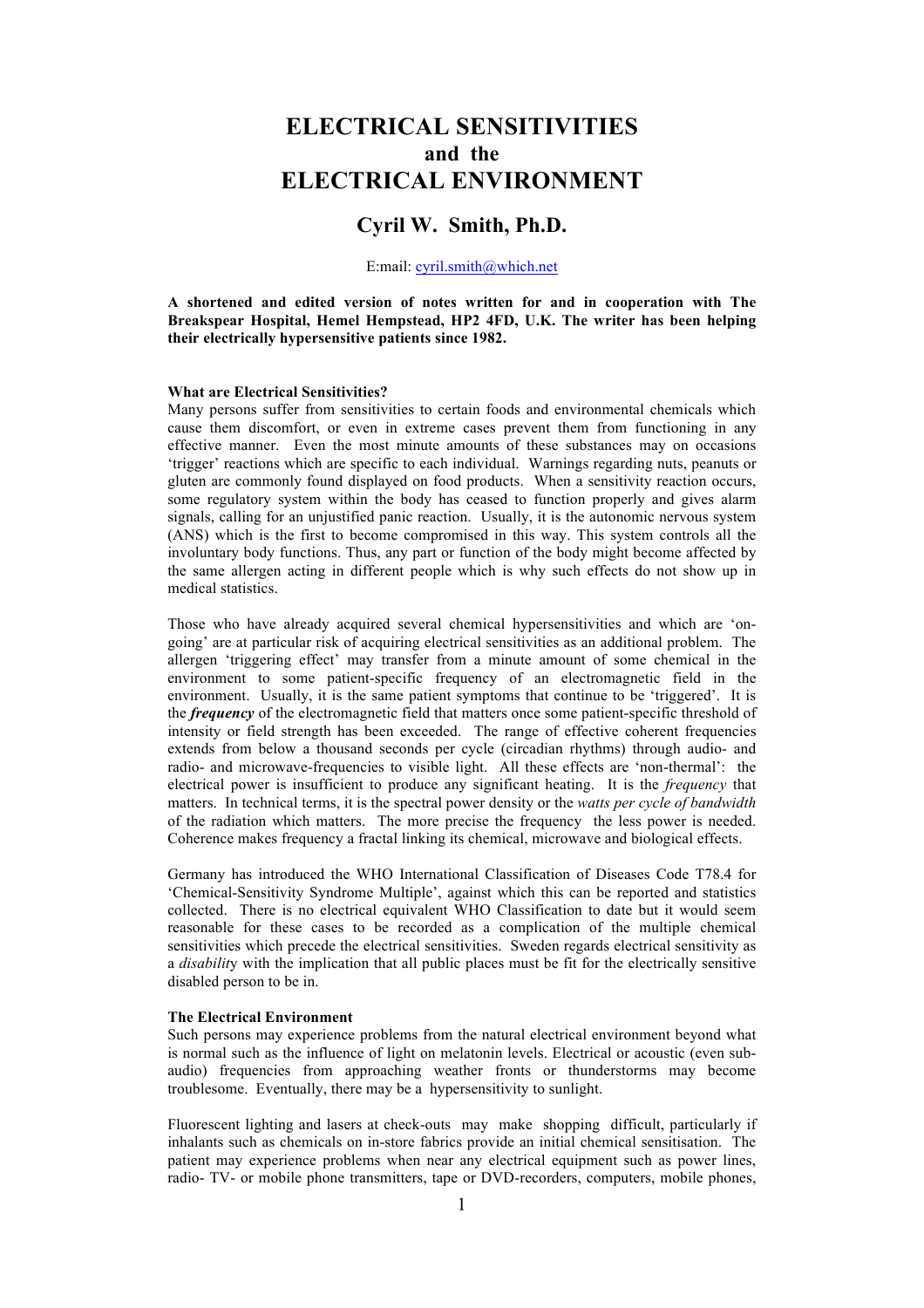# ELECTRICAL SENSITIVITIES
## and the
# ELECTRICAL ENVIRONMENT

## Cyril W. Smith, Ph.D.

E:mail: cyril.smith@which.net

**A shortened and edited version of notes written for and in cooperation with The Breakspear Hospital, Hemel Hempstead, HP2 4FD, U.K. The writer has been helping their electrically hypersensitive patients since 1982.**

### What are Electrical Sensitivities?

Many persons suffer from sensitivities to certain foods and environmental chemicals which cause them discomfort, or even in extreme cases prevent them from functioning in any effective manner. Even the most minute amounts of these substances may on occasions 'trigger' reactions which are specific to each individual. Warnings regarding nuts, peanuts or gluten are commonly found displayed on food products. When a sensitivity reaction occurs, some regulatory system within the body has ceased to function properly and gives alarm signals, calling for an unjustified panic reaction. Usually, it is the autonomic nervous system (ANS) which is the first to become compromised in this way. This system controls all the involuntary body functions. Thus, any part or function of the body might become affected by the same allergen acting in different people which is why such effects do not show up in medical statistics.

Those who have already acquired several chemical hypersensitivities and which are 'on-going' are at particular risk of acquiring electrical sensitivities as an additional problem. The allergen 'triggering effect' may transfer from a minute amount of some chemical in the environment to some patient-specific frequency of an electromagnetic field in the environment. Usually, it is the same patient symptoms that continue to be 'triggered'. It is the ***frequency*** of the electromagnetic field that matters once some patient-specific threshold of intensity or field strength has been exceeded. The range of effective coherent frequencies extends from below a thousand seconds per cycle (circadian rhythms) through audio- and radio- and microwave-frequencies to visible light. All these effects are 'non-thermal': the electrical power is insufficient to produce any significant heating. It is the *frequency* that matters. In technical terms, it is the spectral power density or the *watts per cycle of bandwidth* of the radiation which matters. The more precise the frequency the less power is needed. Coherence makes frequency a fractal linking its chemical, microwave and biological effects.

Germany has introduced the WHO International Classification of Diseases Code T78.4 for 'Chemical-Sensitivity Syndrome Multiple', against which this can be reported and statistics collected. There is no electrical equivalent WHO Classification to date but it would seem reasonable for these cases to be recorded as a complication of the multiple chemical sensitivities which precede the electrical sensitivities. Sweden regards electrical sensitivity as a *disability* with the implication that all public places must be fit for the electrically sensitive disabled person to be in.

### The Electrical Environment

Such persons may experience problems from the natural electrical environment beyond what is normal such as the influence of light on melatonin levels. Electrical or acoustic (even sub-audio) frequencies from approaching weather fronts or thunderstorms may become troublesome. Eventually, there may be a hypersensitivity to sunlight.

Fluorescent lighting and lasers at check-outs may make shopping difficult, particularly if inhalants such as chemicals on in-store fabrics provide an initial chemical sensitisation. The patient may experience problems when near any electrical equipment such as power lines, radio- TV- or mobile phone transmitters, tape or DVD-recorders, computers, mobile phones,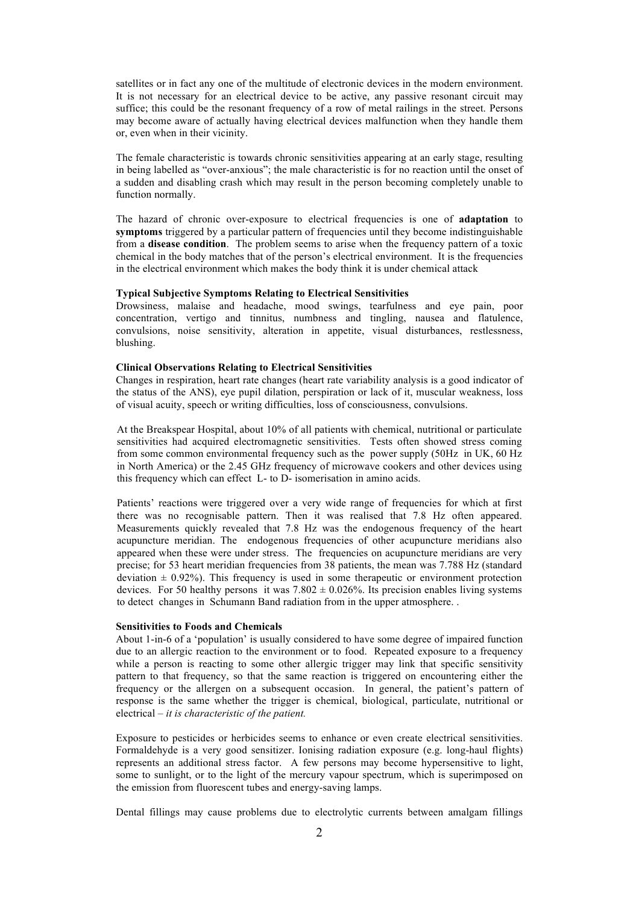satellites or in fact any one of the multitude of electronic devices in the modern environment. It is not necessary for an electrical device to be active, any passive resonant circuit may suffice; this could be the resonant frequency of a row of metal railings in the street. Persons may become aware of actually having electrical devices malfunction when they handle them or, even when in their vicinity.

The female characteristic is towards chronic sensitivities appearing at an early stage, resulting in being labelled as "over-anxious"; the male characteristic is for no reaction until the onset of a sudden and disabling crash which may result in the person becoming completely unable to function normally.

The hazard of chronic over-exposure to electrical frequencies is one of **adaptation** to **symptoms** triggered by a particular pattern of frequencies until they become indistinguishable from a **disease condition**. The problem seems to arise when the frequency pattern of a toxic chemical in the body matches that of the person's electrical environment. It is the frequencies in the electrical environment which makes the body think it is under chemical attack

**Typical Subjective Symptoms Relating to Electrical Sensitivities**

Drowsiness, malaise and headache, mood swings, tearfulness and eye pain, poor concentration, vertigo and tinnitus, numbness and tingling, nausea and flatulence, convulsions, noise sensitivity, alteration in appetite, visual disturbances, restlessness, blushing.

**Clinical Observations Relating to Electrical Sensitivities**

Changes in respiration, heart rate changes (heart rate variability analysis is a good indicator of the status of the ANS), eye pupil dilation, perspiration or lack of it, muscular weakness, loss of visual acuity, speech or writing difficulties, loss of consciousness, convulsions.

At the Breakspear Hospital, about 10% of all patients with chemical, nutritional or particulate sensitivities had acquired electromagnetic sensitivities. Tests often showed stress coming from some common environmental frequency such as the power supply (50Hz in UK, 60 Hz in North America) or the 2.45 GHz frequency of microwave cookers and other devices using this frequency which can effect L- to D- isomerisation in amino acids.

Patients' reactions were triggered over a very wide range of frequencies for which at first there was no recognisable pattern. Then it was realised that 7.8 Hz often appeared. Measurements quickly revealed that 7.8 Hz was the endogenous frequency of the heart acupuncture meridian. The endogenous frequencies of other acupuncture meridians also appeared when these were under stress. The frequencies on acupuncture meridians are very precise; for 53 heart meridian frequencies from 38 patients, the mean was 7.788 Hz (standard deviation ± 0.92%). This frequency is used in some therapeutic or environment protection devices. For 50 healthy persons it was 7.802 ± 0.026%. Its precision enables living systems to detect changes in Schumann Band radiation from in the upper atmosphere. .

**Sensitivities to Foods and Chemicals**

About 1-in-6 of a 'population' is usually considered to have some degree of impaired function due to an allergic reaction to the environment or to food. Repeated exposure to a frequency while a person is reacting to some other allergic trigger may link that specific sensitivity pattern to that frequency, so that the same reaction is triggered on encountering either the frequency or the allergen on a subsequent occasion. In general, the patient's pattern of response is the same whether the trigger is chemical, biological, particulate, nutritional or electrical – *it is characteristic of the patient.*

Exposure to pesticides or herbicides seems to enhance or even create electrical sensitivities. Formaldehyde is a very good sensitizer. Ionising radiation exposure (e.g. long-haul flights) represents an additional stress factor. A few persons may become hypersensitive to light, some to sunlight, or to the light of the mercury vapour spectrum, which is superimposed on the emission from fluorescent tubes and energy-saving lamps.

Dental fillings may cause problems due to electrolytic currents between amalgam fillings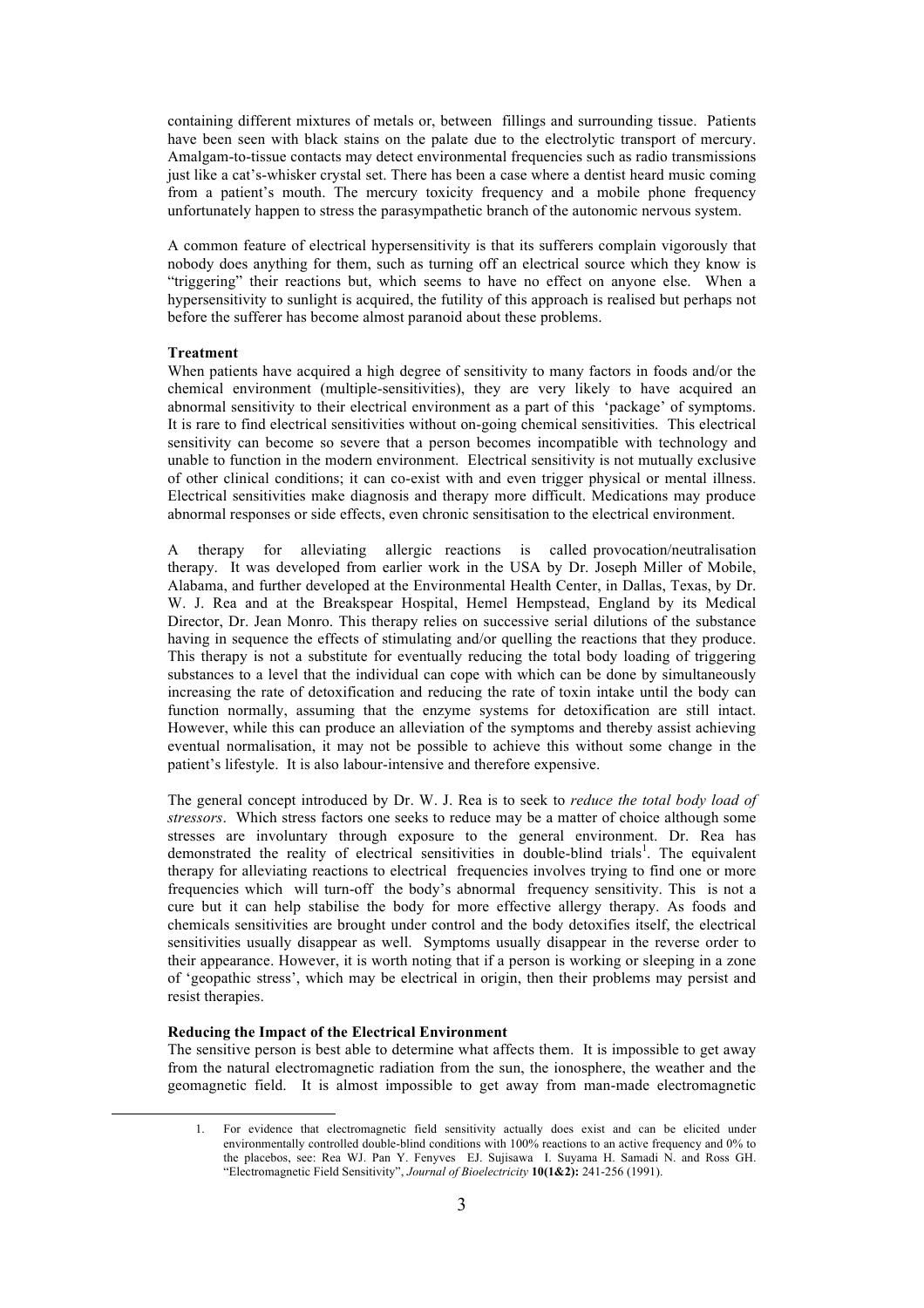containing different mixtures of metals or, between fillings and surrounding tissue. Patients have been seen with black stains on the palate due to the electrolytic transport of mercury. Amalgam-to-tissue contacts may detect environmental frequencies such as radio transmissions just like a cat's-whisker crystal set. There has been a case where a dentist heard music coming from a patient's mouth. The mercury toxicity frequency and a mobile phone frequency unfortunately happen to stress the parasympathetic branch of the autonomic nervous system.

A common feature of electrical hypersensitivity is that its sufferers complain vigorously that nobody does anything for them, such as turning off an electrical source which they know is "triggering" their reactions but, which seems to have no effect on anyone else. When a hypersensitivity to sunlight is acquired, the futility of this approach is realised but perhaps not before the sufferer has become almost paranoid about these problems.

**Treatment**

When patients have acquired a high degree of sensitivity to many factors in foods and/or the chemical environment (multiple-sensitivities), they are very likely to have acquired an abnormal sensitivity to their electrical environment as a part of this 'package' of symptoms. It is rare to find electrical sensitivities without on-going chemical sensitivities. This electrical sensitivity can become so severe that a person becomes incompatible with technology and unable to function in the modern environment. Electrical sensitivity is not mutually exclusive of other clinical conditions; it can co-exist with and even trigger physical or mental illness. Electrical sensitivities make diagnosis and therapy more difficult. Medications may produce abnormal responses or side effects, even chronic sensitisation to the electrical environment.

A therapy for alleviating allergic reactions is called provocation/neutralisation therapy. It was developed from earlier work in the USA by Dr. Joseph Miller of Mobile, Alabama, and further developed at the Environmental Health Center, in Dallas, Texas, by Dr. W. J. Rea and at the Breakspear Hospital, Hemel Hempstead, England by its Medical Director, Dr. Jean Monro. This therapy relies on successive serial dilutions of the substance having in sequence the effects of stimulating and/or quelling the reactions that they produce. This therapy is not a substitute for eventually reducing the total body loading of triggering substances to a level that the individual can cope with which can be done by simultaneously increasing the rate of detoxification and reducing the rate of toxin intake until the body can function normally, assuming that the enzyme systems for detoxification are still intact. However, while this can produce an alleviation of the symptoms and thereby assist achieving eventual normalisation, it may not be possible to achieve this without some change in the patient's lifestyle. It is also labour-intensive and therefore expensive.

The general concept introduced by Dr. W. J. Rea is to seek to *reduce the total body load of stressors*. Which stress factors one seeks to reduce may be a matter of choice although some stresses are involuntary through exposure to the general environment. Dr. Rea has demonstrated the reality of electrical sensitivities in double-blind trials[1]. The equivalent therapy for alleviating reactions to electrical frequencies involves trying to find one or more frequencies which will turn-off the body's abnormal frequency sensitivity. This is not a cure but it can help stabilise the body for more effective allergy therapy. As foods and chemicals sensitivities are brought under control and the body detoxifies itself, the electrical sensitivities usually disappear as well. Symptoms usually disappear in the reverse order to their appearance. However, it is worth noting that if a person is working or sleeping in a zone of 'geopathic stress', which may be electrical in origin, then their problems may persist and resist therapies.

**Reducing the Impact of the Electrical Environment**

The sensitive person is best able to determine what affects them. It is impossible to get away from the natural electromagnetic radiation from the sun, the ionosphere, the weather and the geomagnetic field. It is almost impossible to get away from man-made electromagnetic

1. For evidence that electromagnetic field sensitivity actually does exist and can be elicited under environmentally controlled double-blind conditions with 100% reactions to an active frequency and 0% to the placebos, see: Rea WJ. Pan Y. Fenyves EJ. Sujisawa I. Suyama H. Samadi N. and Ross GH. "Electromagnetic Field Sensitivity", *Journal of Bioelectricity* **10(1&2):** 241-256 (1991).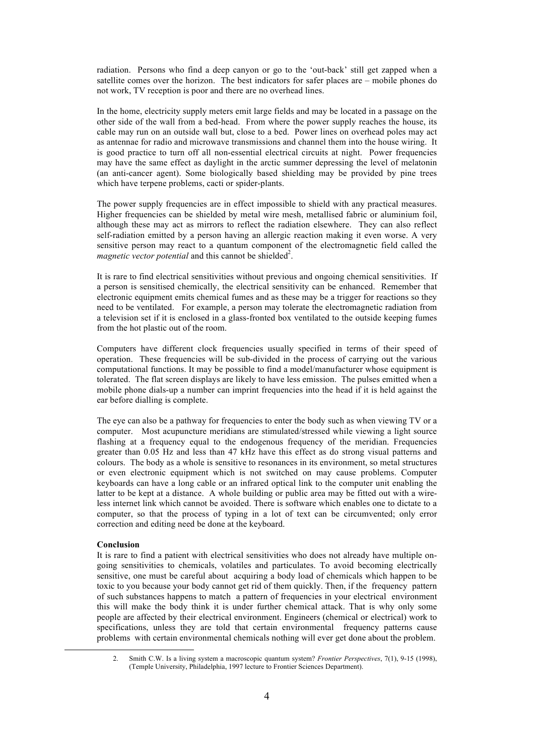radiation. Persons who find a deep canyon or go to the 'out-back' still get zapped when a satellite comes over the horizon. The best indicators for safer places are – mobile phones do not work, TV reception is poor and there are no overhead lines.

In the home, electricity supply meters emit large fields and may be located in a passage on the other side of the wall from a bed-head. From where the power supply reaches the house, its cable may run on an outside wall but, close to a bed. Power lines on overhead poles may act as antennae for radio and microwave transmissions and channel them into the house wiring. It is good practice to turn off all non-essential electrical circuits at night. Power frequencies may have the same effect as daylight in the arctic summer depressing the level of melatonin (an anti-cancer agent). Some biologically based shielding may be provided by pine trees which have terpene problems, cacti or spider-plants.

The power supply frequencies are in effect impossible to shield with any practical measures. Higher frequencies can be shielded by metal wire mesh, metallised fabric or aluminium foil, although these may act as mirrors to reflect the radiation elsewhere. They can also reflect self-radiation emitted by a person having an allergic reaction making it even worse. A very sensitive person may react to a quantum component of the electromagnetic field called the *magnetic vector potential* and this cannot be shielded[2].

It is rare to find electrical sensitivities without previous and ongoing chemical sensitivities. If a person is sensitised chemically, the electrical sensitivity can be enhanced. Remember that electronic equipment emits chemical fumes and as these may be a trigger for reactions so they need to be ventilated. For example, a person may tolerate the electromagnetic radiation from a television set if it is enclosed in a glass-fronted box ventilated to the outside keeping fumes from the hot plastic out of the room.

Computers have different clock frequencies usually specified in terms of their speed of operation. These frequencies will be sub-divided in the process of carrying out the various computational functions. It may be possible to find a model/manufacturer whose equipment is tolerated. The flat screen displays are likely to have less emission. The pulses emitted when a mobile phone dials-up a number can imprint frequencies into the head if it is held against the ear before dialling is complete.

The eye can also be a pathway for frequencies to enter the body such as when viewing TV or a computer. Most acupuncture meridians are stimulated/stressed while viewing a light source flashing at a frequency equal to the endogenous frequency of the meridian. Frequencies greater than 0.05 Hz and less than 47 kHz have this effect as do strong visual patterns and colours. The body as a whole is sensitive to resonances in its environment, so metal structures or even electronic equipment which is not switched on may cause problems. Computer keyboards can have a long cable or an infrared optical link to the computer unit enabling the latter to be kept at a distance. A whole building or public area may be fitted out with a wire-less internet link which cannot be avoided. There is software which enables one to dictate to a computer, so that the process of typing in a lot of text can be circumvented; only error correction and editing need be done at the keyboard.

**Conclusion**

It is rare to find a patient with electrical sensitivities who does not already have multiple on-going sensitivities to chemicals, volatiles and particulates. To avoid becoming electrically sensitive, one must be careful about acquiring a body load of chemicals which happen to be toxic to you because your body cannot get rid of them quickly. Then, if the frequency pattern of such substances happens to match a pattern of frequencies in your electrical environment this will make the body think it is under further chemical attack. That is why only some people are affected by their electrical environment. Engineers (chemical or electrical) work to specifications, unless they are told that certain environmental frequency patterns cause problems with certain environmental chemicals nothing will ever get done about the problem.

---

2. Smith C.W. Is a living system a macroscopic quantum system? *Frontier Perspectives*, 7(1), 9-15 (1998), (Temple University, Philadelphia, 1997 lecture to Frontier Sciences Department).